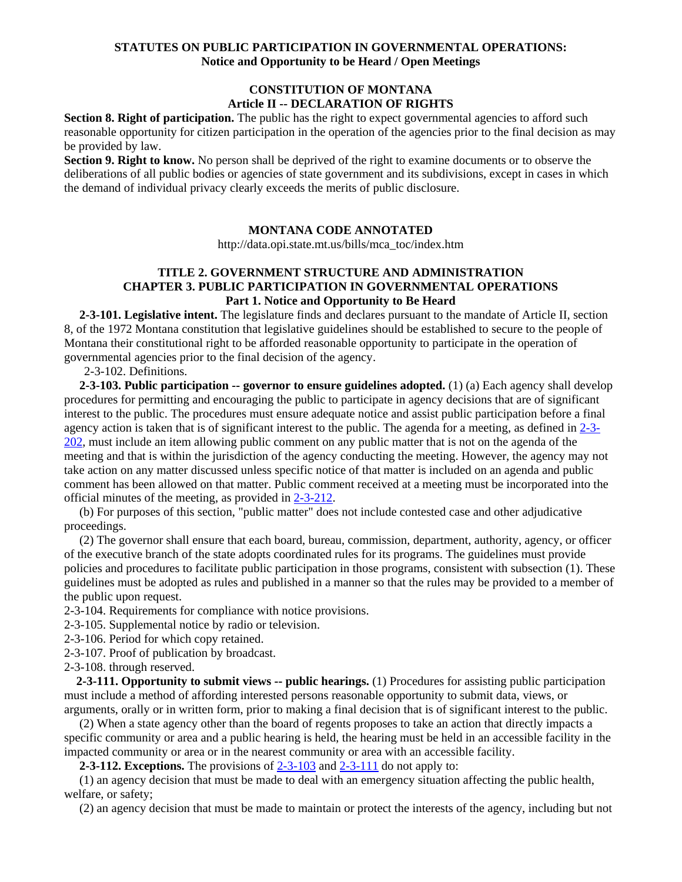## STATUTES ON PUBLIC PARTICIPATION IN GOVERNMENTAL OPERATIONS: Notice and Opportunity to be Heard / Open Meetings

### CONSTITUTION OF MONTANA
### Article II -- DECLARATION OF RIGHTS

**Section 8. Right of participation.** The public has the right to expect governmental agencies to afford such reasonable opportunity for citizen participation in the operation of the agencies prior to the final decision as may be provided by law.

**Section 9. Right to know.** No person shall be deprived of the right to examine documents or to observe the deliberations of all public bodies or agencies of state government and its subdivisions, except in cases in which the demand of individual privacy clearly exceeds the merits of public disclosure.

### MONTANA CODE ANNOTATED

http://data.opi.state.mt.us/bills/mca_toc/index.htm

### TITLE 2. GOVERNMENT STRUCTURE AND ADMINISTRATION
### CHAPTER 3. PUBLIC PARTICIPATION IN GOVERNMENTAL OPERATIONS
### Part 1. Notice and Opportunity to Be Heard

**2-3-101. Legislative intent.** The legislature finds and declares pursuant to the mandate of Article II, section 8, of the 1972 Montana constitution that legislative guidelines should be established to secure to the people of Montana their constitutional right to be afforded reasonable opportunity to participate in the operation of governmental agencies prior to the final decision of the agency.

2-3-102. Definitions.

**2-3-103. Public participation -- governor to ensure guidelines adopted.** (1) (a) Each agency shall develop procedures for permitting and encouraging the public to participate in agency decisions that are of significant interest to the public. The procedures must ensure adequate notice and assist public participation before a final agency action is taken that is of significant interest to the public. The agenda for a meeting, as defined in 2-3-202, must include an item allowing public comment on any public matter that is not on the agenda of the meeting and that is within the jurisdiction of the agency conducting the meeting. However, the agency may not take action on any matter discussed unless specific notice of that matter is included on an agenda and public comment has been allowed on that matter. Public comment received at a meeting must be incorporated into the official minutes of the meeting, as provided in 2-3-212.

(b) For purposes of this section, "public matter" does not include contested case and other adjudicative proceedings.

(2) The governor shall ensure that each board, bureau, commission, department, authority, agency, or officer of the executive branch of the state adopts coordinated rules for its programs. The guidelines must provide policies and procedures to facilitate public participation in those programs, consistent with subsection (1). These guidelines must be adopted as rules and published in a manner so that the rules may be provided to a member of the public upon request.

2-3-104. Requirements for compliance with notice provisions.

2-3-105. Supplemental notice by radio or television.

2-3-106. Period for which copy retained.

2-3-107. Proof of publication by broadcast.

2-3-108. through reserved.

**2-3-111. Opportunity to submit views -- public hearings.** (1) Procedures for assisting public participation must include a method of affording interested persons reasonable opportunity to submit data, views, or arguments, orally or in written form, prior to making a final decision that is of significant interest to the public.

(2) When a state agency other than the board of regents proposes to take an action that directly impacts a specific community or area and a public hearing is held, the hearing must be held in an accessible facility in the impacted community or area or in the nearest community or area with an accessible facility.

**2-3-112. Exceptions.** The provisions of 2-3-103 and 2-3-111 do not apply to:

(1) an agency decision that must be made to deal with an emergency situation affecting the public health, welfare, or safety;

(2) an agency decision that must be made to maintain or protect the interests of the agency, including but not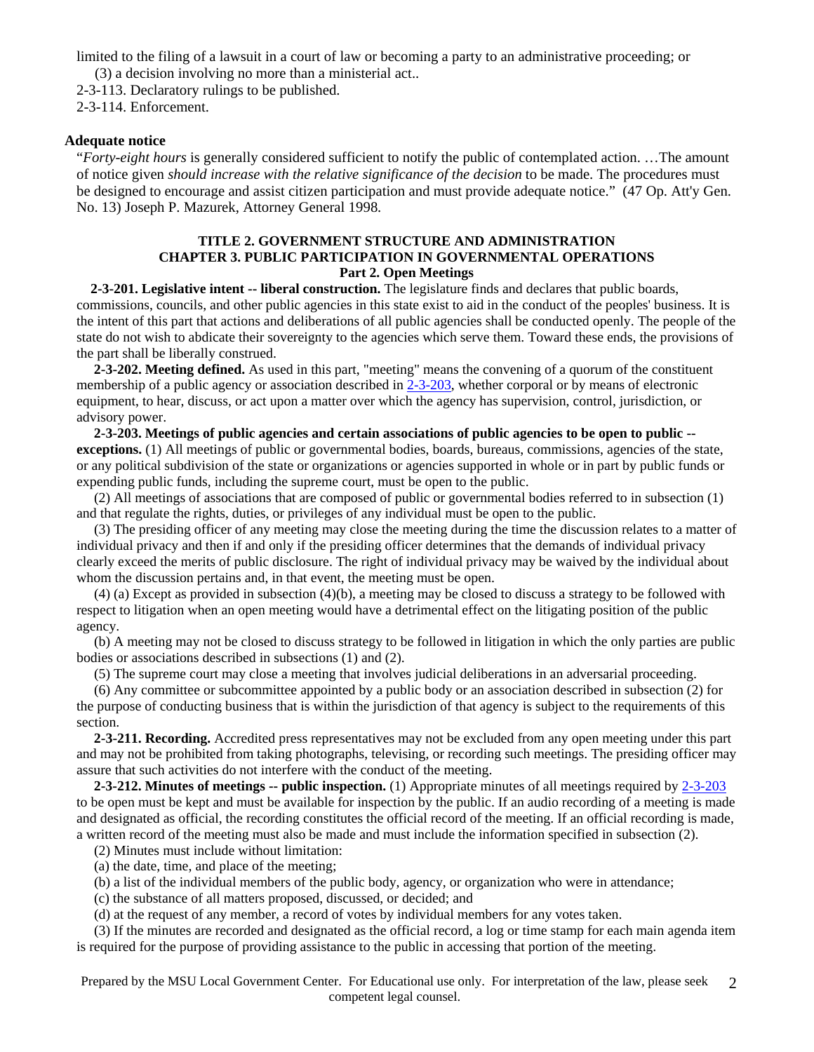limited to the filing of a lawsuit in a court of law or becoming a party to an administrative proceeding; or

(3) a decision involving no more than a ministerial act..

2-3-113. Declaratory rulings to be published.

2-3-114. Enforcement.

**Adequate notice**

"*Forty-eight hours* is generally considered sufficient to notify the public of contemplated action. …The amount of notice given *should increase with the relative significance of the decision* to be made. The procedures must be designed to encourage and assist citizen participation and must provide adequate notice." (47 Op. Att'y Gen. No. 13) Joseph P. Mazurek, Attorney General 1998.

**TITLE 2. GOVERNMENT STRUCTURE AND ADMINISTRATION**
**CHAPTER 3. PUBLIC PARTICIPATION IN GOVERNMENTAL OPERATIONS**
**Part 2. Open Meetings**

**2-3-201. Legislative intent -- liberal construction.** The legislature finds and declares that public boards, commissions, councils, and other public agencies in this state exist to aid in the conduct of the peoples' business. It is the intent of this part that actions and deliberations of all public agencies shall be conducted openly. The people of the state do not wish to abdicate their sovereignty to the agencies which serve them. Toward these ends, the provisions of the part shall be liberally construed.

**2-3-202. Meeting defined.** As used in this part, "meeting" means the convening of a quorum of the constituent membership of a public agency or association described in 2-3-203, whether corporal or by means of electronic equipment, to hear, discuss, or act upon a matter over which the agency has supervision, control, jurisdiction, or advisory power.

**2-3-203. Meetings of public agencies and certain associations of public agencies to be open to public -- exceptions.** (1) All meetings of public or governmental bodies, boards, bureaus, commissions, agencies of the state, or any political subdivision of the state or organizations or agencies supported in whole or in part by public funds or expending public funds, including the supreme court, must be open to the public.

(2) All meetings of associations that are composed of public or governmental bodies referred to in subsection (1) and that regulate the rights, duties, or privileges of any individual must be open to the public.

(3) The presiding officer of any meeting may close the meeting during the time the discussion relates to a matter of individual privacy and then if and only if the presiding officer determines that the demands of individual privacy clearly exceed the merits of public disclosure. The right of individual privacy may be waived by the individual about whom the discussion pertains and, in that event, the meeting must be open.

(4) (a) Except as provided in subsection (4)(b), a meeting may be closed to discuss a strategy to be followed with respect to litigation when an open meeting would have a detrimental effect on the litigating position of the public agency.

(b) A meeting may not be closed to discuss strategy to be followed in litigation in which the only parties are public bodies or associations described in subsections (1) and (2).

(5) The supreme court may close a meeting that involves judicial deliberations in an adversarial proceeding.

(6) Any committee or subcommittee appointed by a public body or an association described in subsection (2) for the purpose of conducting business that is within the jurisdiction of that agency is subject to the requirements of this section.

**2-3-211. Recording.** Accredited press representatives may not be excluded from any open meeting under this part and may not be prohibited from taking photographs, televising, or recording such meetings. The presiding officer may assure that such activities do not interfere with the conduct of the meeting.

**2-3-212. Minutes of meetings -- public inspection.** (1) Appropriate minutes of all meetings required by 2-3-203 to be open must be kept and must be available for inspection by the public. If an audio recording of a meeting is made and designated as official, the recording constitutes the official record of the meeting. If an official recording is made, a written record of the meeting must also be made and must include the information specified in subsection (2).

(2) Minutes must include without limitation:

(a) the date, time, and place of the meeting;

(b) a list of the individual members of the public body, agency, or organization who were in attendance;

(c) the substance of all matters proposed, discussed, or decided; and

(d) at the request of any member, a record of votes by individual members for any votes taken.

(3) If the minutes are recorded and designated as the official record, a log or time stamp for each main agenda item is required for the purpose of providing assistance to the public in accessing that portion of the meeting.